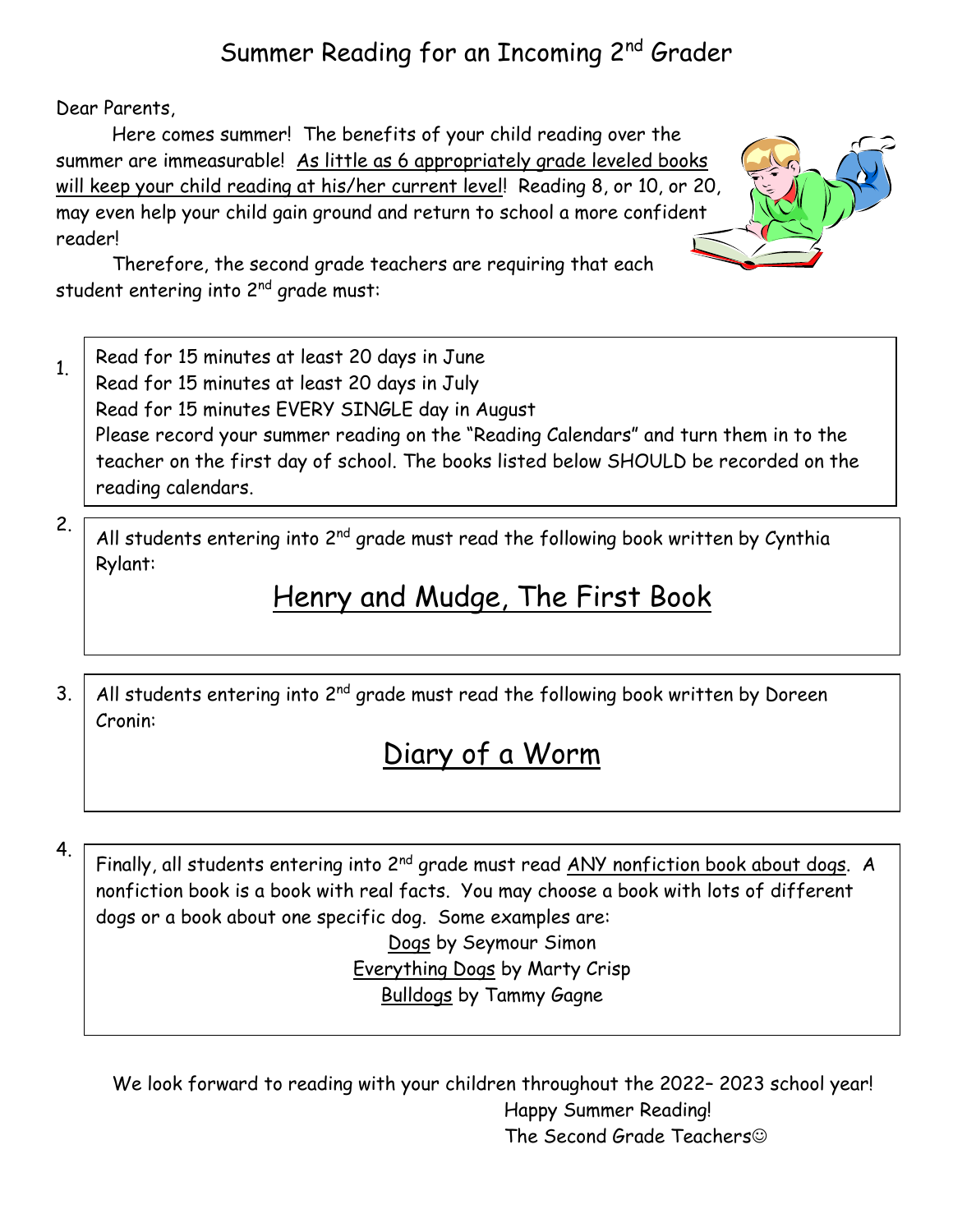# Summer Reading for an Incoming 2nd Grader

Dear Parents,

Here comes summer! The benefits of your child reading over the summer are immeasurable! <u>As little as 6 appropriately grade leveled books will keep your child reading at his/her current level</u>! Reading 8, or 10, or 20, may even help your child gain ground and return to school a more confident reader!

Therefore, the second grade teachers are requiring that each student entering into 2nd grade must:

1. Read for 15 minutes at least 20 days in June
   Read for 15 minutes at least 20 days in July
   Read for 15 minutes EVERY SINGLE day in August
   Please record your summer reading on the "Reading Calendars" and turn them in to the teacher on the first day of school. The books listed below SHOULD be recorded on the reading calendars.

2. All students entering into 2nd grade must read the following book written by Cynthia Rylant:

   ## <u>Henry and Mudge, The First Book</u>

3. All students entering into 2nd grade must read the following book written by Doreen Cronin:

   ## <u>Diary of a Worm</u>

4. Finally, all students entering into 2nd grade must read <u>ANY nonfiction book about dogs</u>. A nonfiction book is a book with real facts. You may choose a book with lots of different dogs or a book about one specific dog. Some examples are:

   <u>Dogs</u> by Seymour Simon
   <u>Everything Dogs</u> by Marty Crisp
   <u>Bulldogs</u> by Tammy Gagne

We look forward to reading with your children throughout the 2022– 2023 school year!

Happy Summer Reading!
The Second Grade Teachers☺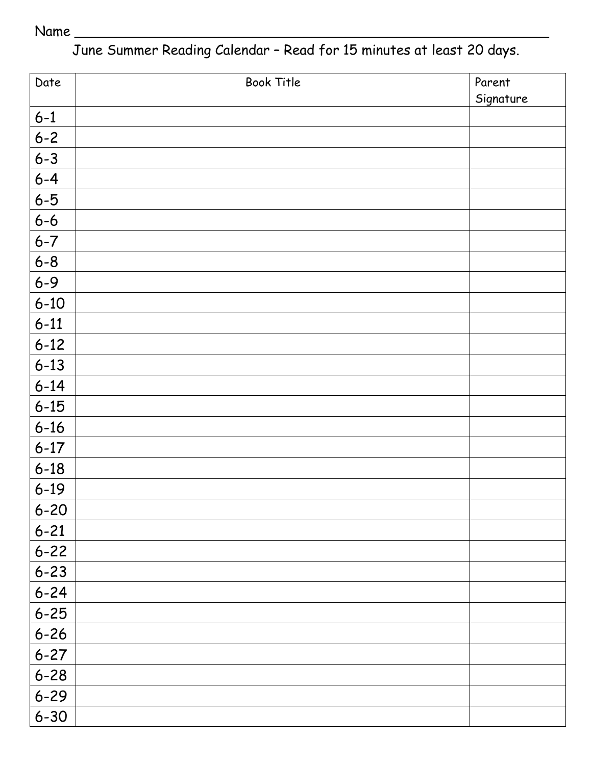Name ___________________________________________________________

June Summer Reading Calendar – Read for 15 minutes at least 20 days.

| Date | Book Title | Parent Signature |
|---|---|---|
| 6-1 | | |
| 6-2 | | |
| 6-3 | | |
| 6-4 | | |
| 6-5 | | |
| 6-6 | | |
| 6-7 | | |
| 6-8 | | |
| 6-9 | | |
| 6-10 | | |
| 6-11 | | |
| 6-12 | | |
| 6-13 | | |
| 6-14 | | |
| 6-15 | | |
| 6-16 | | |
| 6-17 | | |
| 6-18 | | |
| 6-19 | | |
| 6-20 | | |
| 6-21 | | |
| 6-22 | | |
| 6-23 | | |
| 6-24 | | |
| 6-25 | | |
| 6-26 | | |
| 6-27 | | |
| 6-28 | | |
| 6-29 | | |
| 6-30 | | |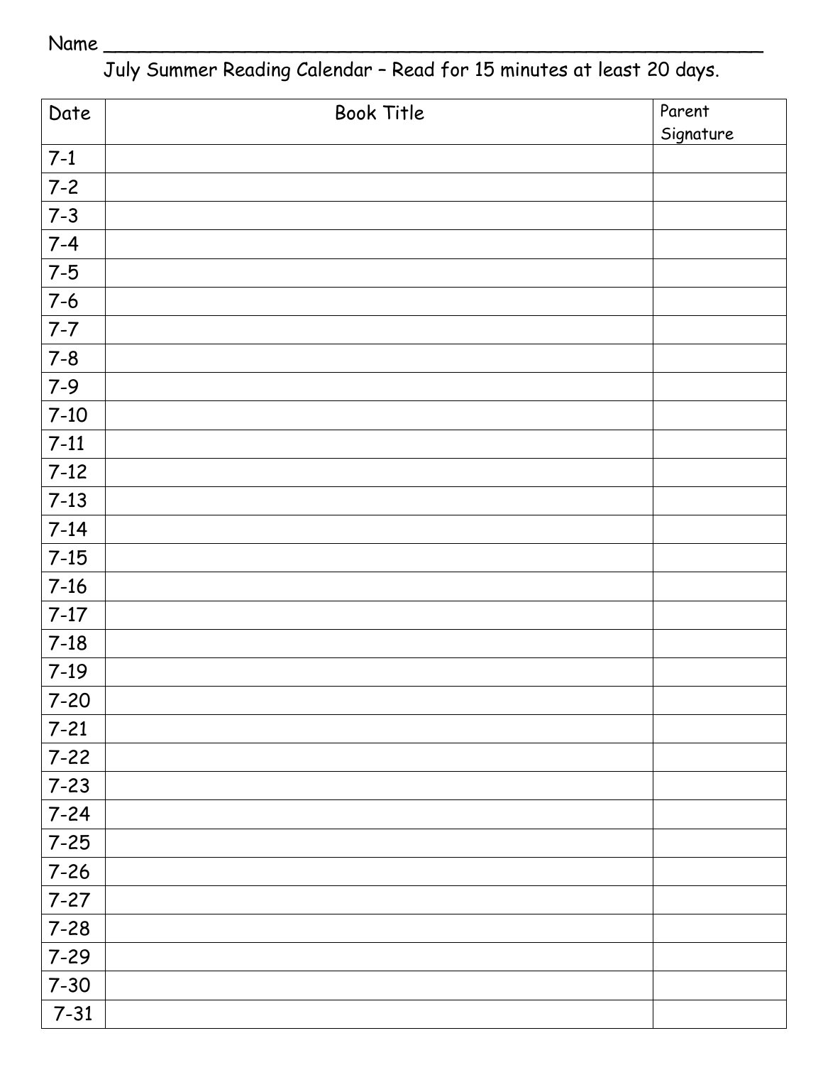Name ___________________________________________________________

July Summer Reading Calendar – Read for 15 minutes at least 20 days.

| Date | Book Title | Parent Signature |
|---|---|---|
| 7-1 | | |
| 7-2 | | |
| 7-3 | | |
| 7-4 | | |
| 7-5 | | |
| 7-6 | | |
| 7-7 | | |
| 7-8 | | |
| 7-9 | | |
| 7-10 | | |
| 7-11 | | |
| 7-12 | | |
| 7-13 | | |
| 7-14 | | |
| 7-15 | | |
| 7-16 | | |
| 7-17 | | |
| 7-18 | | |
| 7-19 | | |
| 7-20 | | |
| 7-21 | | |
| 7-22 | | |
| 7-23 | | |
| 7-24 | | |
| 7-25 | | |
| 7-26 | | |
| 7-27 | | |
| 7-28 | | |
| 7-29 | | |
| 7-30 | | |
| 7-31 | | |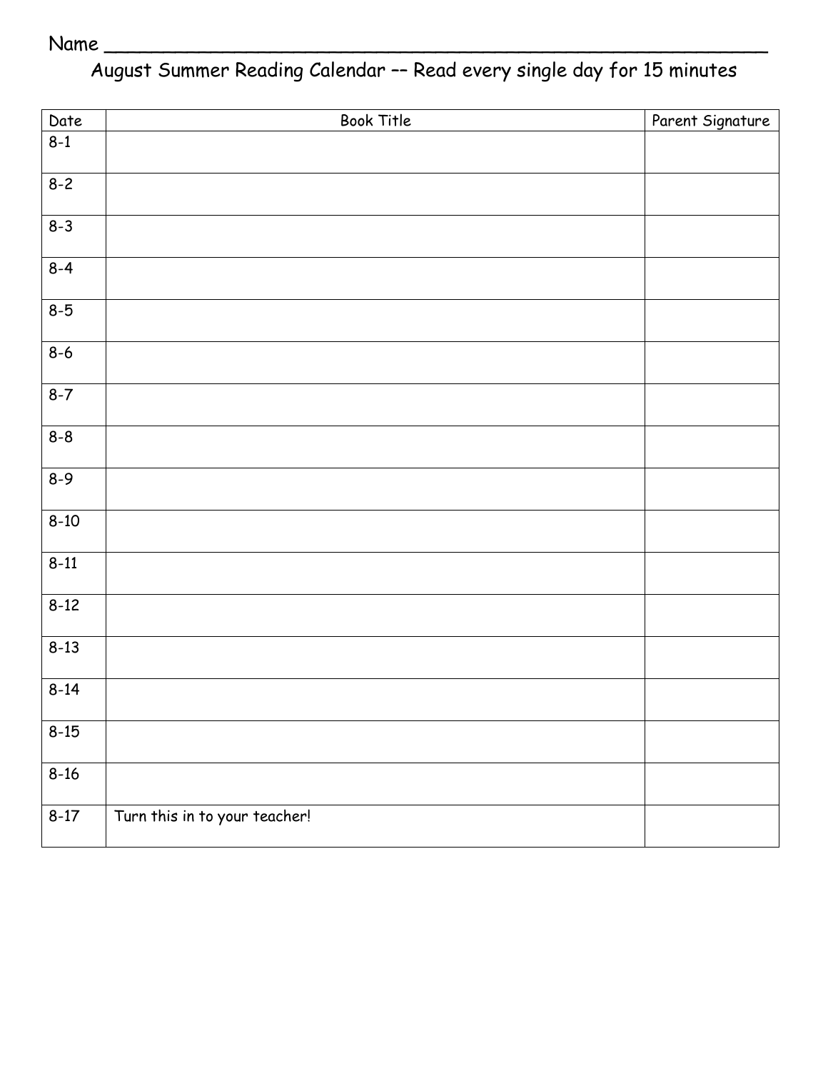Name ___________________________________________________________

August Summer Reading Calendar -- Read every single day for 15 minutes

| Date | Book Title | Parent Signature |
|---|---|---|
| 8-1 | | |
| 8-2 | | |
| 8-3 | | |
| 8-4 | | |
| 8-5 | | |
| 8-6 | | |
| 8-7 | | |
| 8-8 | | |
| 8-9 | | |
| 8-10 | | |
| 8-11 | | |
| 8-12 | | |
| 8-13 | | |
| 8-14 | | |
| 8-15 | | |
| 8-16 | | |
| 8-17 | Turn this in to your teacher! | |